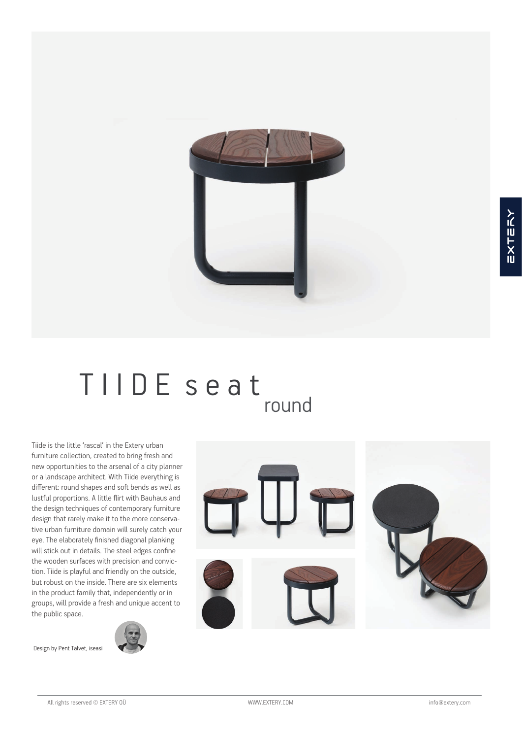# TIIDE seat round

Tiide is the little 'rascal' in the Extery urban furniture collection, created to bring fresh and new opportunities to the arsenal of a city planner or a landscape architect. With Tiide everything is different: round shapes and soft bends as well as lustful proportions. A little flirt with Bauhaus and the design techniques of contemporary furniture design that rarely make it to the more conservative urban furniture domain will surely catch your eye. The elaborately finished diagonal planking will stick out in details. The steel edges confine the wooden surfaces with precision and conviction. Tiide is playful and friendly on the outside, but robust on the inside. There are six elements in the product family that, independently or in groups, will provide a fresh and unique accent to the public space.

Design by Pent Talvet, iseasi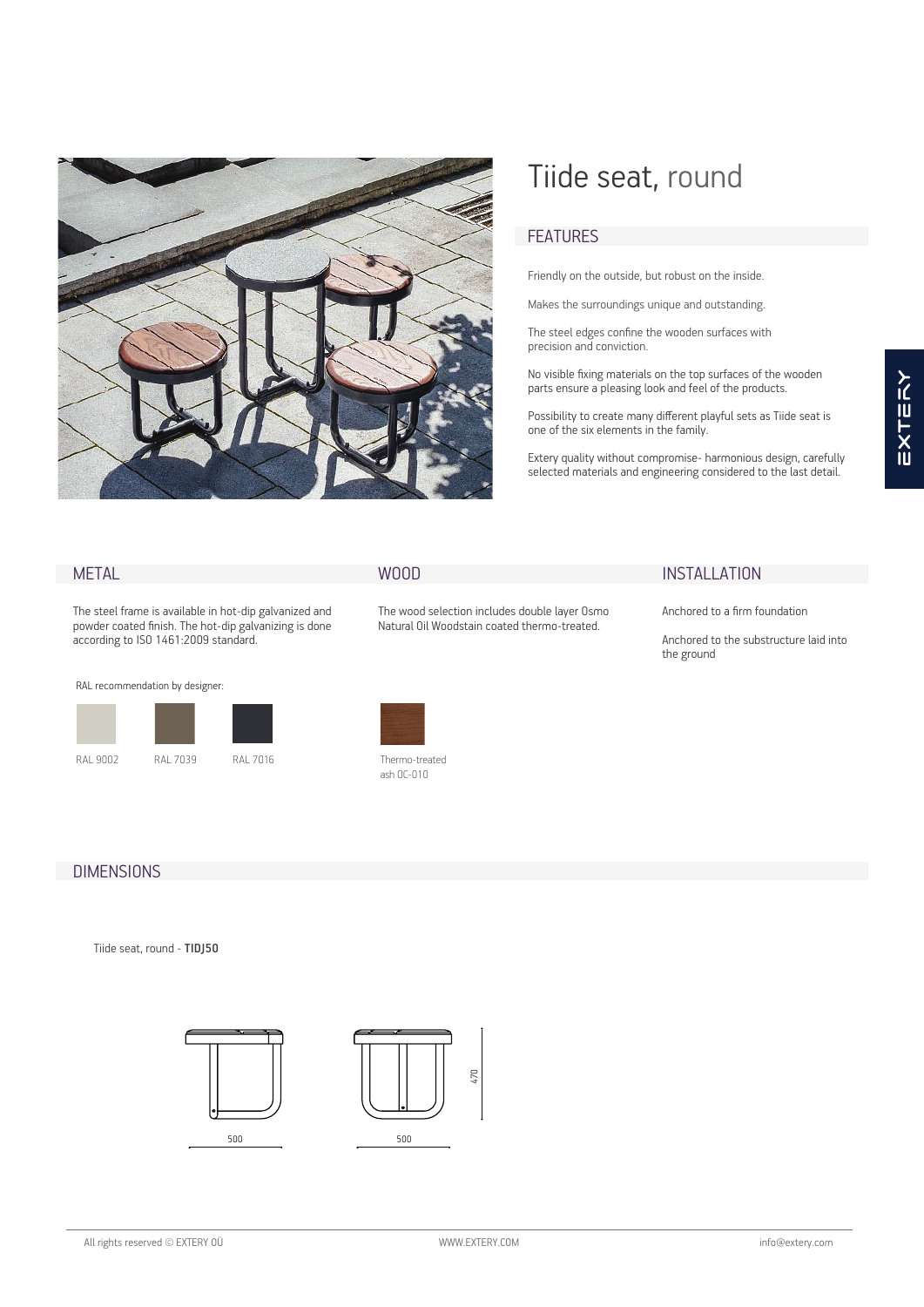# Tiide seat, round

## FEATURES

Friendly on the outside, but robust on the inside.

Makes the surroundings unique and outstanding.

The steel edges confine the wooden surfaces with precision and conviction.

No visible fixing materials on the top surfaces of the wooden parts ensure a pleasing look and feel of the products.

Possibility to create many different playful sets as Tiide seat is one of the six elements in the family.

Extery quality without compromise- harmonious design, carefully selected materials and engineering considered to the last detail.

## METAL

The steel frame is available in hot-dip galvanized and powder coated finish. The hot-dip galvanizing is done according to ISO 1461:2009 standard.

RAL recommendation by designer:

RAL 9002

RAL 7039

RAL 7016

## WOOD

The wood selection includes double layer Osmo Natural Oil Woodstain coated thermo-treated.

Thermo-treated ash OC-010

## INSTALLATION

Anchored to a firm foundation

Anchored to the substructure laid into the ground

## DIMENSIONS

Tiide seat, round - **TIDJ50**

500

500

470

All rights reserved © EXTERY OÜ

WWW.EXTERY.COM

info@extery.com